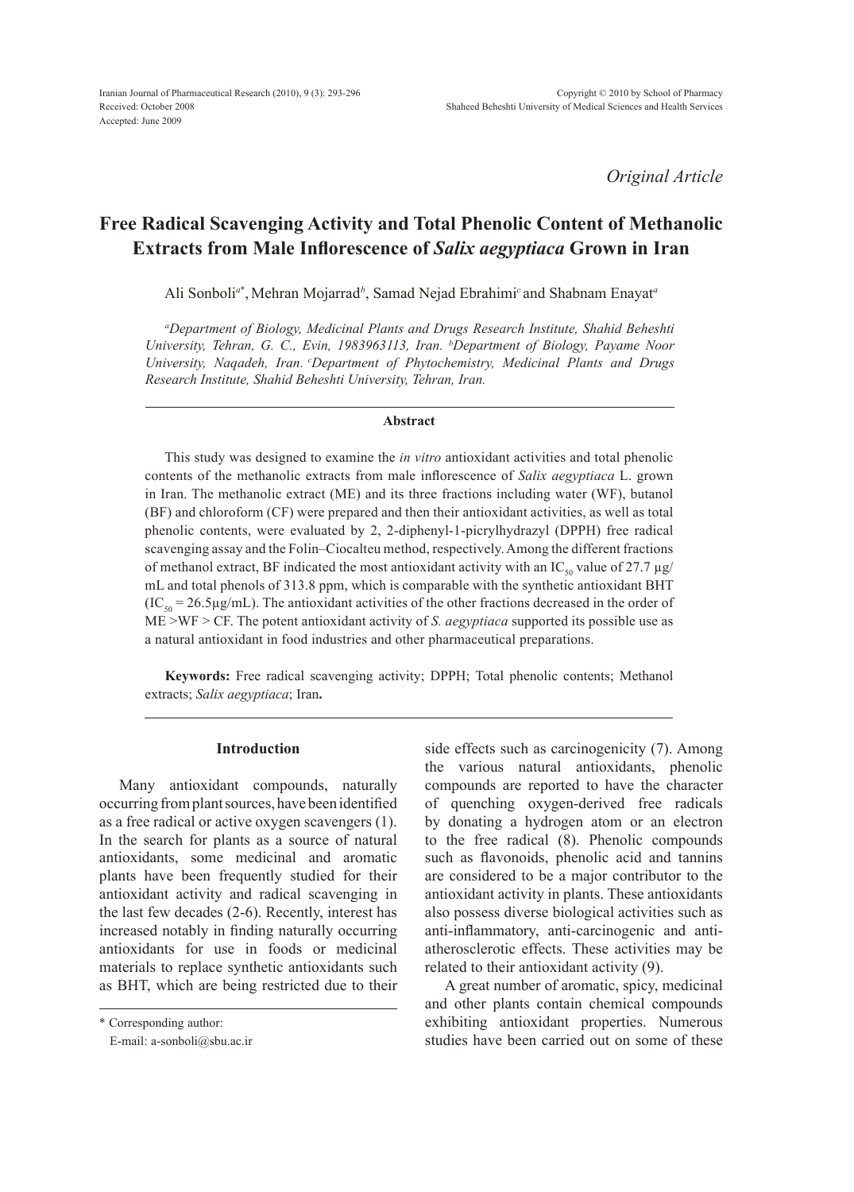*Original Article*

# Free Radical Scavenging Activity and Total Phenolic Content of Methanolic Extracts from Male Inflorescence of *Salix aegyptiaca* Grown in Iran

Ali Sonboli[a*], Mehran Mojarrad[b], Samad Nejad Ebrahimi[c] and Shabnam Enayat[a]

[a]*Department of Biology, Medicinal Plants and Drugs Research Institute, Shahid Beheshti University, Tehran, G. C., Evin, 1983963113, Iran.* [b]*Department of Biology, Payame Noor University, Naqadeh, Iran.* [c]*Department of Phytochemistry, Medicinal Plants and Drugs Research Institute, Shahid Beheshti University, Tehran, Iran.*

## Abstract

This study was designed to examine the *in vitro* antioxidant activities and total phenolic contents of the methanolic extracts from male inflorescence of *Salix aegyptiaca* L. grown in Iran. The methanolic extract (ME) and its three fractions including water (WF), butanol (BF) and chloroform (CF) were prepared and then their antioxidant activities, as well as total phenolic contents, were evaluated by 2, 2-diphenyl-1-picrylhydrazyl (DPPH) free radical scavenging assay and the Folin–Ciocalteu method, respectively. Among the different fractions of methanol extract, BF indicated the most antioxidant activity with an $IC_{50}$ value of 27.7 µg/mL and total phenols of 313.8 ppm, which is comparable with the synthetic antioxidant BHT ($IC_{50}$ = 26.5µg/mL). The antioxidant activities of the other fractions decreased in the order of ME >WF > CF. The potent antioxidant activity of *S. aegyptiaca* supported its possible use as a natural antioxidant in food industries and other pharmaceutical preparations.

**Keywords:** Free radical scavenging activity; DPPH; Total phenolic contents; Methanol extracts; *Salix aegyptiaca*; Iran**.**

## Introduction

Many antioxidant compounds, naturally occurring from plant sources, have been identified as a free radical or active oxygen scavengers (1). In the search for plants as a source of natural antioxidants, some medicinal and aromatic plants have been frequently studied for their antioxidant activity and radical scavenging in the last few decades (2-6). Recently, interest has increased notably in finding naturally occurring antioxidants for use in foods or medicinal materials to replace synthetic antioxidants such as BHT, which are being restricted due to their side effects such as carcinogenicity (7). Among the various natural antioxidants, phenolic compounds are reported to have the character of quenching oxygen-derived free radicals by donating a hydrogen atom or an electron to the free radical (8). Phenolic compounds such as flavonoids, phenolic acid and tannins are considered to be a major contributor to the antioxidant activity in plants. These antioxidants also possess diverse biological activities such as anti-inflammatory, anti-carcinogenic and anti-atherosclerotic effects. These activities may be related to their antioxidant activity (9).

A great number of aromatic, spicy, medicinal and other plants contain chemical compounds exhibiting antioxidant properties. Numerous studies have been carried out on some of these

\* Corresponding author:
E-mail: a-sonboli@sbu.ac.ir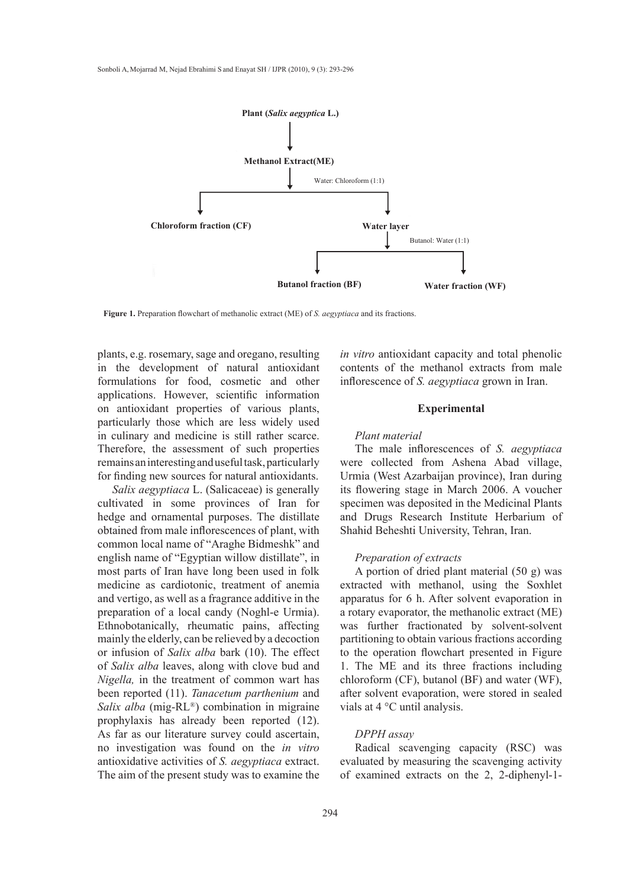Plant (*Salix aegyptica* L.)

↓

Methanol Extract(ME)

↓ Water: Chloroform (1:1)

Chloroform fraction (CF) | Water layer

Water layer ↓ Butanol: Water (1:1)

Butanol fraction (BF) | Water fraction (WF)

**Figure 1.** Preparation flowchart of methanolic extract (ME) of *S. aegyptiaca* and its fractions.

plants, e.g. rosemary, sage and oregano, resulting in the development of natural antioxidant formulations for food, cosmetic and other applications. However, scientific information on antioxidant properties of various plants, particularly those which are less widely used in culinary and medicine is still rather scarce. Therefore, the assessment of such properties remains an interesting and useful task, particularly for finding new sources for natural antioxidants.

*Salix aegyptiaca* L. (Salicaceae) is generally cultivated in some provinces of Iran for hedge and ornamental purposes. The distillate obtained from male inflorescences of plant, with common local name of "Araghe Bidmeshk" and english name of "Egyptian willow distillate", in most parts of Iran have long been used in folk medicine as cardiotonic, treatment of anemia and vertigo, as well as a fragrance additive in the preparation of a local candy (Noghl-e Urmia). Ethnobotanically, rheumatic pains, affecting mainly the elderly, can be relieved by a decoction or infusion of *Salix alba* bark (10). The effect of *Salix alba* leaves, along with clove bud and *Nigella,* in the treatment of common wart has been reported (11). *Tanacetum parthenium* and *Salix alba* (mig-RL®) combination in migraine prophylaxis has already been reported (12). As far as our literature survey could ascertain, no investigation was found on the *in vitro* antioxidative activities of *S. aegyptiaca* extract. The aim of the present study was to examine the *in vitro* antioxidant capacity and total phenolic contents of the methanol extracts from male inflorescence of *S. aegyptiaca* grown in Iran.

## Experimental

### *Plant material*

The male inflorescences of *S. aegyptiaca* were collected from Ashena Abad village, Urmia (West Azarbaijan province), Iran during its flowering stage in March 2006. A voucher specimen was deposited in the Medicinal Plants and Drugs Research Institute Herbarium of Shahid Beheshti University, Tehran, Iran.

### *Preparation of extracts*

A portion of dried plant material (50 g) was extracted with methanol, using the Soxhlet apparatus for 6 h. After solvent evaporation in a rotary evaporator, the methanolic extract (ME) was further fractionated by solvent-solvent partitioning to obtain various fractions according to the operation flowchart presented in Figure 1. The ME and its three fractions including chloroform (CF), butanol (BF) and water (WF), after solvent evaporation, were stored in sealed vials at 4 °C until analysis.

### *DPPH assay*

Radical scavenging capacity (RSC) was evaluated by measuring the scavenging activity of examined extracts on the 2, 2-diphenyl-1-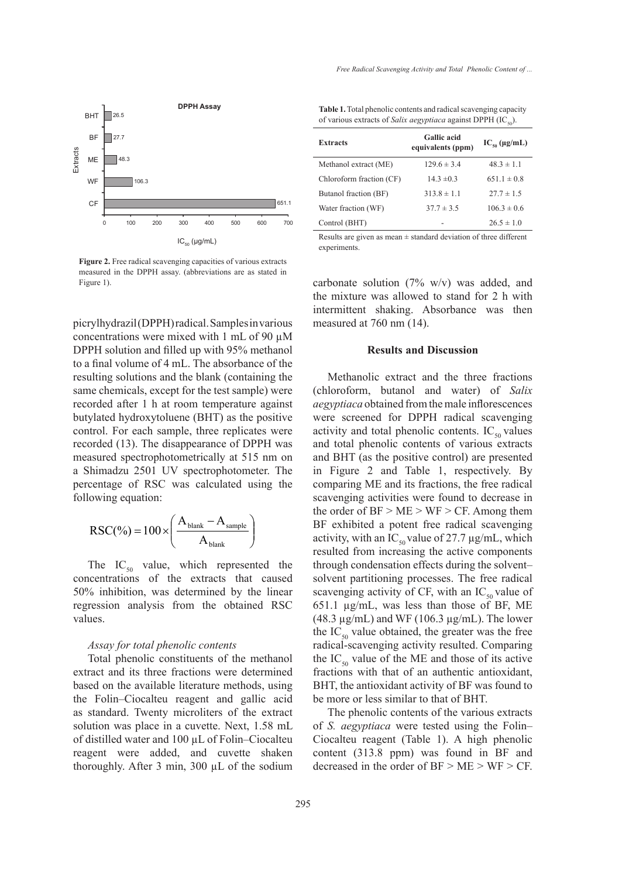picrylhydrazil (DPPH) radical. Samples in various concentrations were mixed with 1 mL of 90 µM DPPH solution and filled up with 95% methanol to a final volume of 4 mL. The absorbance of the resulting solutions and the blank (containing the same chemicals, except for the test sample) were recorded after 1 h at room temperature against butylated hydroxytoluene (BHT) as the positive control. For each sample, three replicates were recorded (13). The disappearance of DPPH was measured spectrophotometrically at 515 nm on a Shimadzu 2501 UV spectrophotometer. The percentage of RSC was calculated using the following equation:

$$RSC(\%) = 100 \times \left( \frac{A_{blank} - A_{sample}}{A_{blank}} \right)$$

The $IC_{50}$ value, which represented the concentrations of the extracts that caused 50% inhibition, was determined by the linear regression analysis from the obtained RSC values.

### *Assay for total phenolic contents*

Total phenolic constituents of the methanol extract and its three fractions were determined based on the available literature methods, using the Folin–Ciocalteu reagent and gallic acid as standard. Twenty microliters of the extract solution was place in a cuvette. Next, 1.58 mL of distilled water and 100 µL of Folin–Ciocalteu reagent were added, and cuvette shaken thoroughly. After 3 min, 300 µL of the sodium carbonate solution (7% w/v) was added, and the mixture was allowed to stand for 2 h with intermittent shaking. Absorbance was then measured at 760 nm (14).

**Figure 2.** Free radical scavenging capacities of various extracts measured in the DPPH assay. (abbreviations are as stated in Figure 1).

**Table 1.** Total phenolic contents and radical scavenging capacity of various extracts of *Salix aegyptiaca* against DPPH ($IC_{50}$).

| Extracts | Gallic acid equivalents (ppm) | $IC_{50}$ (µg/mL) |
| --- | --- | --- |
| Methanol extract (ME) | 129.6 ± 3.4 | 48.3 ± 1.1 |
| Chloroform fraction (CF) | 14.3 ±0.3 | 651.1 ± 0.8 |
| Butanol fraction (BF) | 313.8 ± 1.1 | 27.7 ± 1.5 |
| Water fraction (WF) | 37.7 ± 3.5 | 106.3 ± 0.6 |
| Control (BHT) | - | 26.5 ± 1.0 |

Results are given as mean ± standard deviation of three different experiments.

## Results and Discussion

Methanolic extract and the three fractions (chloroform, butanol and water) of *Salix aegyptiaca* obtained from the male inflorescences were screened for DPPH radical scavenging activity and total phenolic contents. $IC_{50}$ values and total phenolic contents of various extracts and BHT (as the positive control) are presented in Figure 2 and Table 1, respectively. By comparing ME and its fractions, the free radical scavenging activities were found to decrease in the order of BF > ME > WF > CF. Among them BF exhibited a potent free radical scavenging activity, with an $IC_{50}$ value of 27.7 µg/mL, which resulted from increasing the active components through condensation effects during the solvent–solvent partitioning processes. The free radical scavenging activity of CF, with an $IC_{50}$ value of 651.1 µg/mL, was less than those of BF, ME (48.3 µg/mL) and WF (106.3 µg/mL). The lower the $IC_{50}$ value obtained, the greater was the free radical-scavenging activity resulted. Comparing the $IC_{50}$ value of the ME and those of its active fractions with that of an authentic antioxidant, BHT, the antioxidant activity of BF was found to be more or less similar to that of BHT.

The phenolic contents of the various extracts of *S. aegyptiaca* were tested using the Folin–Ciocalteu reagent (Table 1). A high phenolic content (313.8 ppm) was found in BF and decreased in the order of BF > ME > WF > CF.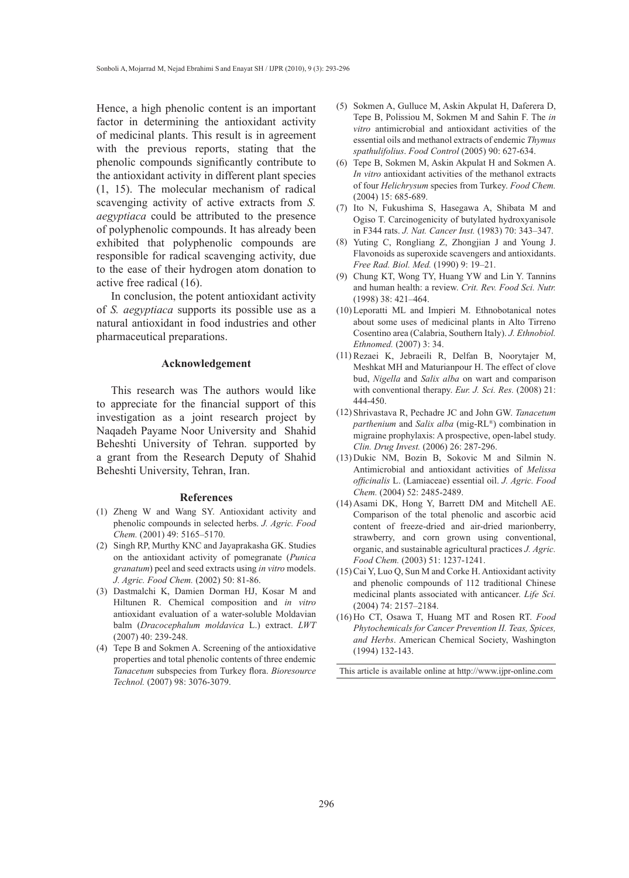Hence, a high phenolic content is an important factor in determining the antioxidant activity of medicinal plants. This result is in agreement with the previous reports, stating that the phenolic compounds significantly contribute to the antioxidant activity in different plant species (1, 15). The molecular mechanism of radical scavenging activity of active extracts from *S. aegyptiaca* could be attributed to the presence of polyphenolic compounds. It has already been exhibited that polyphenolic compounds are responsible for radical scavenging activity, due to the ease of their hydrogen atom donation to active free radical (16).

In conclusion, the potent antioxidant activity of *S. aegyptiaca* supports its possible use as a natural antioxidant in food industries and other pharmaceutical preparations.

## Acknowledgement

This research was The authors would like to appreciate for the financial support of this investigation as a joint research project by Naqadeh Payame Noor University and Shahid Beheshti University of Tehran. supported by a grant from the Research Deputy of Shahid Beheshti University, Tehran, Iran.

## References

(1) Zheng W and Wang SY. Antioxidant activity and phenolic compounds in selected herbs. *J. Agric. Food Chem.* (2001) 49: 5165–5170.

(2) Singh RP, Murthy KNC and Jayaprakasha GK. Studies on the antioxidant activity of pomegranate (*Punica granatum*) peel and seed extracts using *in vitro* models. *J. Agric. Food Chem.* (2002) 50: 81-86.

(3) Dastmalchi K, Damien Dorman HJ, Kosar M and Hiltunen R. Chemical composition and *in vitro* antioxidant evaluation of a water-soluble Moldavian balm (*Dracocephalum moldavica* L.) extract. *LWT* (2007) 40: 239-248.

(4) Tepe B and Sokmen A. Screening of the antioxidative properties and total phenolic contents of three endemic *Tanacetum* subspecies from Turkey flora. *Bioresource Technol.* (2007) 98: 3076-3079.

(5) Sokmen A, Gulluce M, Askin Akpulat H, Daferera D, Tepe B, Polissiou M, Sokmen M and Sahin F. The *in vitro* antimicrobial and antioxidant activities of the essential oils and methanol extracts of endemic *Thymus spathulifolius*. *Food Control* (2005) 90: 627-634.

(6) Tepe B, Sokmen M, Askin Akpulat H and Sokmen A. *In vitro* antioxidant activities of the methanol extracts of four *Helichrysum* species from Turkey. *Food Chem.* (2004) 15: 685-689.

(7) Ito N, Fukushima S, Hasegawa A, Shibata M and Ogiso T. Carcinogenicity of butylated hydroxyanisole in F344 rats. *J. Nat. Cancer Inst.* (1983) 70: 343–347.

(8) Yuting C, Rongliang Z, Zhongjian J and Young J. Flavonoids as superoxide scavengers and antioxidants. *Free Rad. Biol. Med.* (1990) 9: 19–21.

(9) Chung KT, Wong TY, Huang YW and Lin Y. Tannins and human health: a review. *Crit. Rev. Food Sci. Nutr.* (1998) 38: 421–464.

(10) Leporatti ML and Impieri M. Ethnobotanical notes about some uses of medicinal plants in Alto Tirreno Cosentino area (Calabria, Southern Italy). *J. Ethnobiol. Ethnomed.* (2007) 3: 34.

(11) Rezaei K, Jebraeili R, Delfan B, Noorytajer M, Meshkat MH and Maturianpour H. The effect of clove bud, *Nigella* and *Salix alba* on wart and comparison with conventional therapy. *Eur. J. Sci. Res.* (2008) 21: 444-450.

(12) Shrivastava R, Pechadre JC and John GW. *Tanacetum parthenium* and *Salix alba* (mig-RL®) combination in migraine prophylaxis: A prospective, open-label study. *Clin. Drug Invest.* (2006) 26: 287-296.

(13) Dukic NM, Bozin B, Sokovic M and Silmin N. Antimicrobial and antioxidant activities of *Melissa officinalis* L. (Lamiaceae) essential oil. *J. Agric. Food Chem.* (2004) 52: 2485-2489.

(14) Asami DK, Hong Y, Barrett DM and Mitchell AE. Comparison of the total phenolic and ascorbic acid content of freeze-dried and air-dried marionberry, strawberry, and corn grown using conventional, organic, and sustainable agricultural practices *J. Agric. Food Chem.* (2003) 51: 1237-1241.

(15) Cai Y, Luo Q, Sun M and Corke H. Antioxidant activity and phenolic compounds of 112 traditional Chinese medicinal plants associated with anticancer. *Life Sci.* (2004) 74: 2157–2184.

(16) Ho CT, Osawa T, Huang MT and Rosen RT. *Food Phytochemicals for Cancer Prevention II. Teas, Spices, and Herbs*. American Chemical Society, Washington (1994) 132-143.

This article is available online at http://www.ijpr-online.com